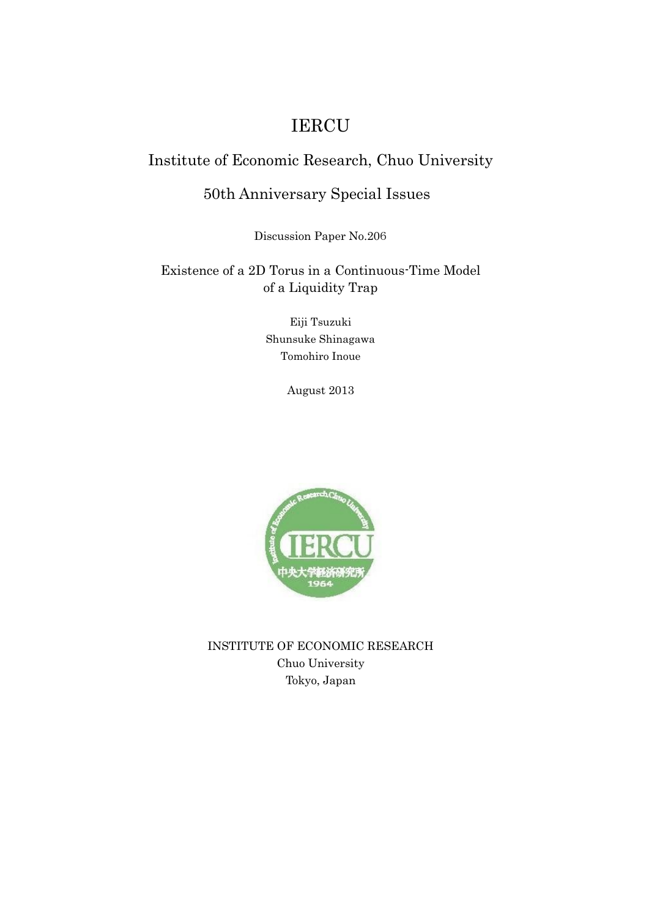# IERCU

## Institute of Economic Research, Chuo University

## 50th Anniversary Special Issues

Discussion Paper No.206

### Existence of a 2D Torus in a Continuous-Time Model of a Liquidity Trap

Eiji Tsuzuki
Shunsuke Shinagawa
Tomohiro Inoue

August 2013

INSTITUTE OF ECONOMIC RESEARCH
Chuo University
Tokyo, Japan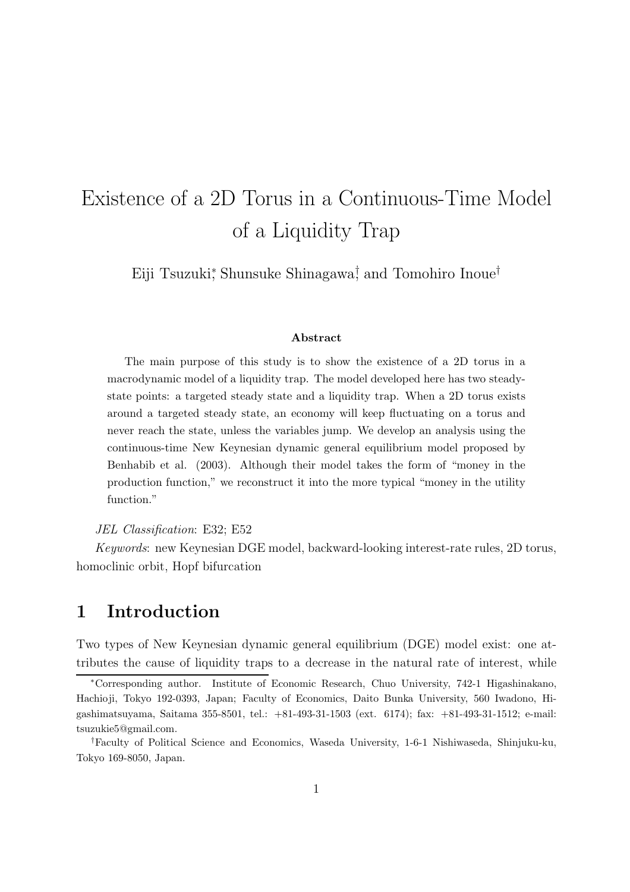# Existence of a 2D Torus in a Continuous-Time Model of a Liquidity Trap

Eiji Tsuzuki[*], Shunsuke Shinagawa[†], and Tomohiro Inoue[†]

### Abstract

The main purpose of this study is to show the existence of a 2D torus in a macrodynamic model of a liquidity trap. The model developed here has two steady-state points: a targeted steady state and a liquidity trap. When a 2D torus exists around a targeted steady state, an economy will keep fluctuating on a torus and never reach the state, unless the variables jump. We develop an analysis using the continuous-time New Keynesian dynamic general equilibrium model proposed by Benhabib et al. (2003). Although their model takes the form of "money in the production function," we reconstruct it into the more typical "money in the utility function."

*JEL Classification*: E32; E52

*Keywords*: new Keynesian DGE model, backward-looking interest-rate rules, 2D torus, homoclinic orbit, Hopf bifurcation

## 1 Introduction

Two types of New Keynesian dynamic general equilibrium (DGE) model exist: one attributes the cause of liquidity traps to a decrease in the natural rate of interest, while

[*]Corresponding author. Institute of Economic Research, Chuo University, 742-1 Higashinakano, Hachioji, Tokyo 192-0393, Japan; Faculty of Economics, Daito Bunka University, 560 Iwadono, Higashimatsuyama, Saitama 355-8501, tel.: +81-493-31-1503 (ext. 6174); fax: +81-493-31-1512; e-mail: tsuzukie5@gmail.com.

[†]Faculty of Political Science and Economics, Waseda University, 1-6-1 Nishiwaseda, Shinjuku-ku, Tokyo 169-8050, Japan.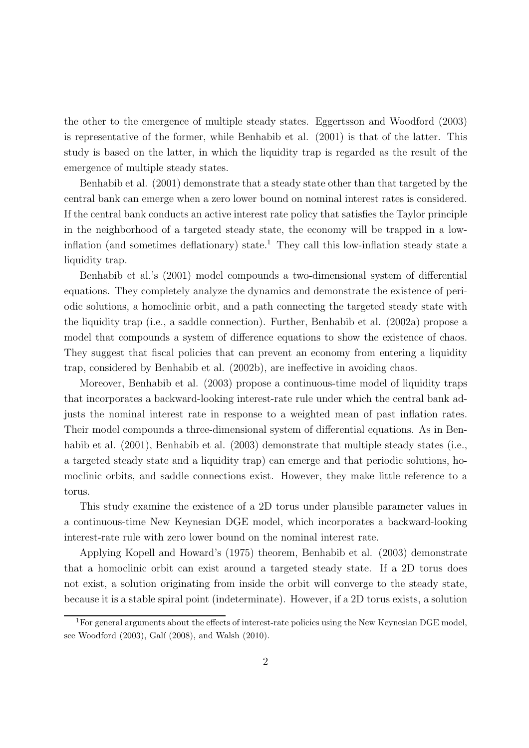the other to the emergence of multiple steady states. Eggertsson and Woodford (2003) is representative of the former, while Benhabib et al. (2001) is that of the latter. This study is based on the latter, in which the liquidity trap is regarded as the result of the emergence of multiple steady states.

Benhabib et al. (2001) demonstrate that a steady state other than that targeted by the central bank can emerge when a zero lower bound on nominal interest rates is considered. If the central bank conducts an active interest rate policy that satisfies the Taylor principle in the neighborhood of a targeted steady state, the economy will be trapped in a low-inflation (and sometimes deflationary) state.[1] They call this low-inflation steady state a liquidity trap.

Benhabib et al.'s (2001) model compounds a two-dimensional system of differential equations. They completely analyze the dynamics and demonstrate the existence of periodic solutions, a homoclinic orbit, and a path connecting the targeted steady state with the liquidity trap (i.e., a saddle connection). Further, Benhabib et al. (2002a) propose a model that compounds a system of difference equations to show the existence of chaos. They suggest that fiscal policies that can prevent an economy from entering a liquidity trap, considered by Benhabib et al. (2002b), are ineffective in avoiding chaos.

Moreover, Benhabib et al. (2003) propose a continuous-time model of liquidity traps that incorporates a backward-looking interest-rate rule under which the central bank adjusts the nominal interest rate in response to a weighted mean of past inflation rates. Their model compounds a three-dimensional system of differential equations. As in Benhabib et al. (2001), Benhabib et al. (2003) demonstrate that multiple steady states (i.e., a targeted steady state and a liquidity trap) can emerge and that periodic solutions, homoclinic orbits, and saddle connections exist. However, they make little reference to a torus.

This study examine the existence of a 2D torus under plausible parameter values in a continuous-time New Keynesian DGE model, which incorporates a backward-looking interest-rate rule with zero lower bound on the nominal interest rate.

Applying Kopell and Howard's (1975) theorem, Benhabib et al. (2003) demonstrate that a homoclinic orbit can exist around a targeted steady state. If a 2D torus does not exist, a solution originating from inside the orbit will converge to the steady state, because it is a stable spiral point (indeterminate). However, if a 2D torus exists, a solution

[1] For general arguments about the effects of interest-rate policies using the New Keynesian DGE model, see Woodford (2003), Galí (2008), and Walsh (2010).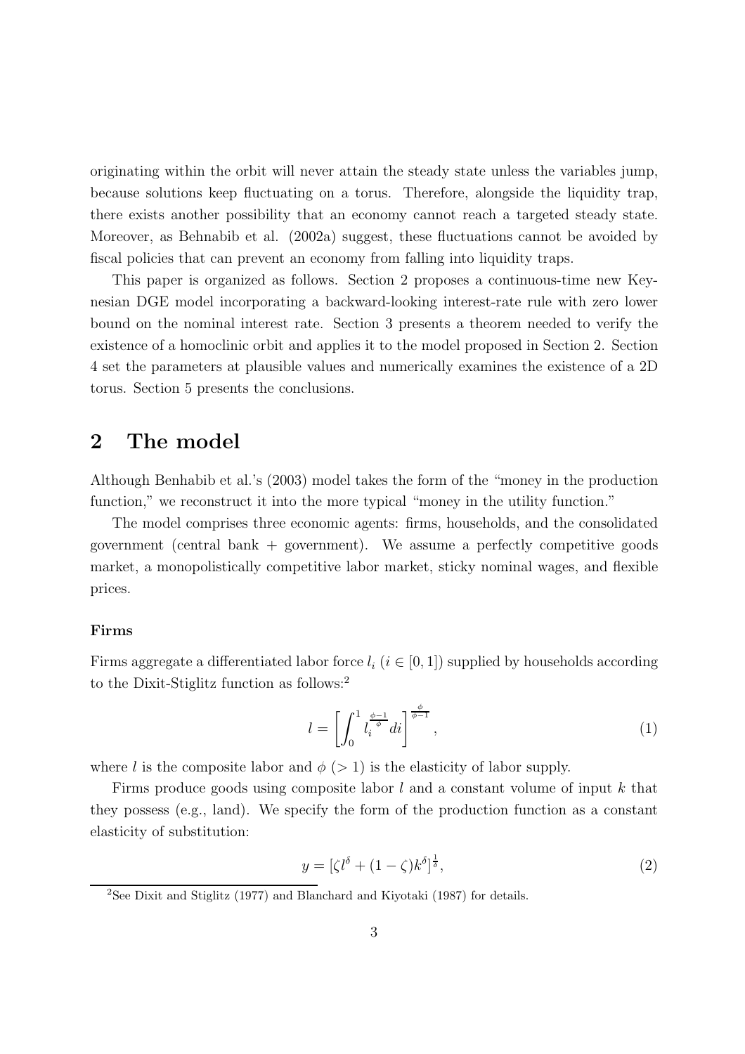originating within the orbit will never attain the steady state unless the variables jump, because solutions keep fluctuating on a torus. Therefore, alongside the liquidity trap, there exists another possibility that an economy cannot reach a targeted steady state. Moreover, as Behnabib et al. (2002a) suggest, these fluctuations cannot be avoided by fiscal policies that can prevent an economy from falling into liquidity traps.

This paper is organized as follows. Section 2 proposes a continuous-time new Keynesian DGE model incorporating a backward-looking interest-rate rule with zero lower bound on the nominal interest rate. Section 3 presents a theorem needed to verify the existence of a homoclinic orbit and applies it to the model proposed in Section 2. Section 4 set the parameters at plausible values and numerically examines the existence of a 2D torus. Section 5 presents the conclusions.

## 2 The model

Although Benhabib et al.'s (2003) model takes the form of the "money in the production function," we reconstruct it into the more typical "money in the utility function."

The model comprises three economic agents: firms, households, and the consolidated government (central bank + government). We assume a perfectly competitive goods market, a monopolistically competitive labor market, sticky nominal wages, and flexible prices.

#### Firms

Firms aggregate a differentiated labor force $l_i$ ($i \in [0,1]$) supplied by households according to the Dixit-Stiglitz function as follows:[2]

$$l = \left[ \int_0^1 l_i^{\frac{\phi-1}{\phi}} di \right]^{\frac{\phi}{\phi-1}}, \tag{1}$$

where $l$ is the composite labor and $\phi$ ($> 1$) is the elasticity of labor supply.

Firms produce goods using composite labor $l$ and a constant volume of input $k$ that they possess (e.g., land). We specify the form of the production function as a constant elasticity of substitution:

$$y = [\zeta l^{\delta} + (1-\zeta) k^{\delta}]^{\frac{1}{\delta}}, \tag{2}$$

[2] See Dixit and Stiglitz (1977) and Blanchard and Kiyotaki (1987) for details.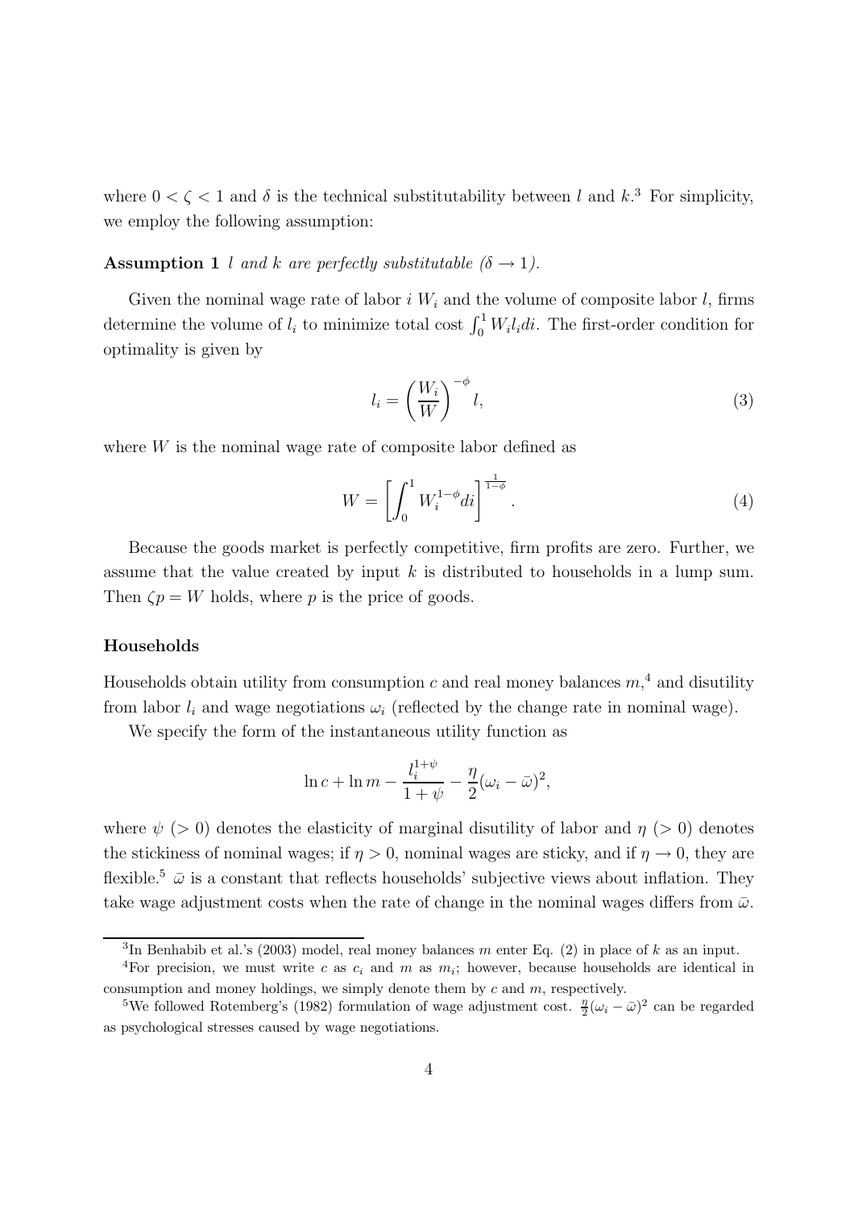where $0 < \zeta < 1$ and $\delta$ is the technical substitutability between $l$ and $k$.[3] For simplicity, we employ the following assumption:

**Assumption 1** *$l$ and $k$ are perfectly substitutable ($\delta \to 1$).*

Given the nominal wage rate of labor $i$ $W_i$ and the volume of composite labor $l$, firms determine the volume of $l_i$ to minimize total cost $\int_0^1 W_i l_i di$. The first-order condition for optimality is given by

$$l_i = \left(\frac{W_i}{W}\right)^{-\phi} l, \tag{3}$$

where $W$ is the nominal wage rate of composite labor defined as

$$W = \left[\int_0^1 W_i^{1-\phi} di\right]^{\frac{1}{1-\phi}}. \tag{4}$$

Because the goods market is perfectly competitive, firm profits are zero. Further, we assume that the value created by input $k$ is distributed to households in a lump sum. Then $\zeta p = W$ holds, where $p$ is the price of goods.

### Households

Households obtain utility from consumption $c$ and real money balances $m$,[4] and disutility from labor $l_i$ and wage negotiations $\omega_i$ (reflected by the change rate in nominal wage).

We specify the form of the instantaneous utility function as

$$\ln c + \ln m - \frac{l_i^{1+\psi}}{1+\psi} - \frac{\eta}{2}(\omega_i - \bar{\omega})^2,$$

where $\psi$ ($> 0$) denotes the elasticity of marginal disutility of labor and $\eta$ ($> 0$) denotes the stickiness of nominal wages; if $\eta > 0$, nominal wages are sticky, and if $\eta \to 0$, they are flexible.[5] $\bar{\omega}$ is a constant that reflects households' subjective views about inflation. They take wage adjustment costs when the rate of change in the nominal wages differs from $\bar{\omega}$.

---

[3] In Benhabib et al.'s (2003) model, real money balances $m$ enter Eq. (2) in place of $k$ as an input.

[4] For precision, we must write $c$ as $c_i$ and $m$ as $m_i$; however, because households are identical in consumption and money holdings, we simply denote them by $c$ and $m$, respectively.

[5] We followed Rotemberg's (1982) formulation of wage adjustment cost. $\frac{\eta}{2}(\omega_i - \bar{\omega})^2$ can be regarded as psychological stresses caused by wage negotiations.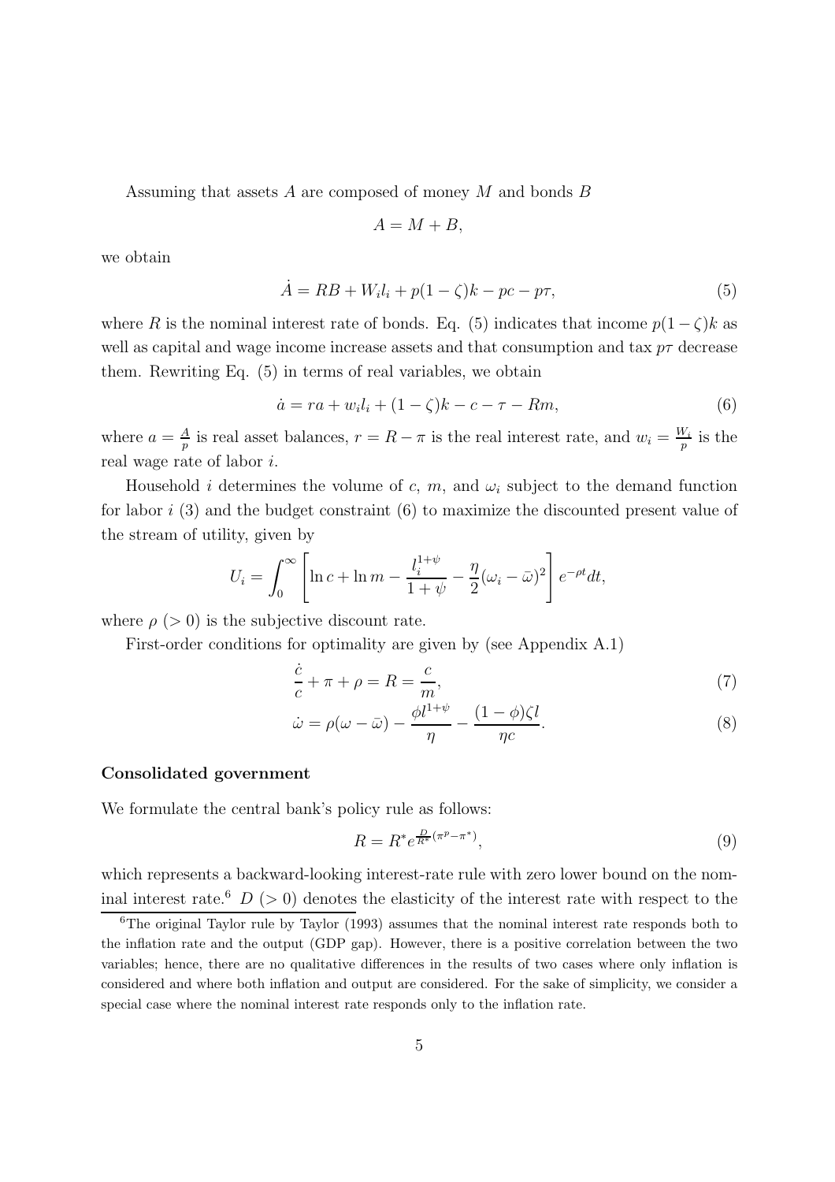Assuming that assets $A$ are composed of money $M$ and bonds $B$

$$A = M + B,$$

we obtain

$$\dot{A} = RB + W_i l_i + p(1 - \zeta)k - pc - p\tau, \tag{5}$$

where $R$ is the nominal interest rate of bonds. Eq. (5) indicates that income $p(1-\zeta)k$ as well as capital and wage income increase assets and that consumption and tax $p\tau$ decrease them. Rewriting Eq. (5) in terms of real variables, we obtain

$$\dot{a} = ra + w_i l_i + (1 - \zeta)k - c - \tau - Rm, \tag{6}$$

where $a = \frac{A}{p}$ is real asset balances, $r = R - \pi$ is the real interest rate, and $w_i = \frac{W_i}{p}$ is the real wage rate of labor $i$.

Household $i$ determines the volume of $c$, $m$, and $\omega_i$ subject to the demand function for labor $i$ (3) and the budget constraint (6) to maximize the discounted present value of the stream of utility, given by

$$U_i = \int_0^\infty \left[ \ln c + \ln m - \frac{l_i^{1+\psi}}{1+\psi} - \frac{\eta}{2}(\omega_i - \bar{\omega})^2 \right] e^{-\rho t} dt,$$

where $\rho$ ($> 0$) is the subjective discount rate.

First-order conditions for optimality are given by (see Appendix A.1)

$$\frac{\dot{c}}{c} + \pi + \rho = R = \frac{c}{m}, \tag{7}$$

$$\dot{\omega} = \rho(\omega - \bar{\omega}) - \frac{\phi l^{1+\psi}}{\eta} - \frac{(1-\phi)\zeta l}{\eta c}. \tag{8}$$

**Consolidated government**

We formulate the central bank's policy rule as follows:

$$R = R^* e^{\frac{D}{R^*}(\pi^p - \pi^*)}, \tag{9}$$

which represents a backward-looking interest-rate rule with zero lower bound on the nominal interest rate.[6] $D$ ($> 0$) denotes the elasticity of the interest rate with respect to the

[6] The original Taylor rule by Taylor (1993) assumes that the nominal interest rate responds both to the inflation rate and the output (GDP gap). However, there is a positive correlation between the two variables; hence, there are no qualitative differences in the results of two cases where only inflation is considered and where both inflation and output are considered. For the sake of simplicity, we consider a special case where the nominal interest rate responds only to the inflation rate.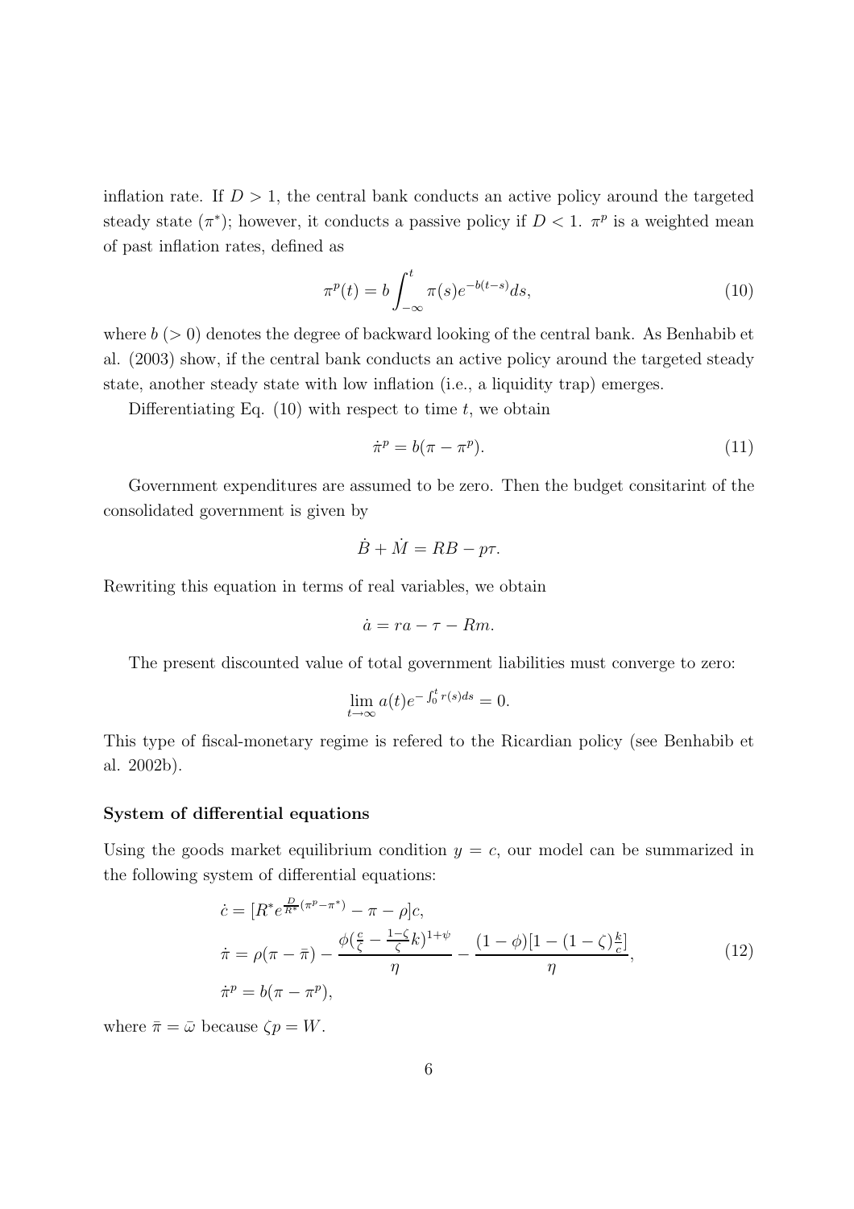inflation rate. If $D > 1$, the central bank conducts an active policy around the targeted steady state ($\pi^*$); however, it conducts a passive policy if $D < 1$. $\pi^p$ is a weighted mean of past inflation rates, defined as

$$\pi^p(t) = b\int_{-\infty}^{t} \pi(s)e^{-b(t-s)}ds, \tag{10}$$

where $b$ ($> 0$) denotes the degree of backward looking of the central bank. As Benhabib et al. (2003) show, if the central bank conducts an active policy around the targeted steady state, another steady state with low inflation (i.e., a liquidity trap) emerges.

Differentiating Eq. (10) with respect to time $t$, we obtain

$$\dot{\pi}^p = b(\pi - \pi^p). \tag{11}$$

Government expenditures are assumed to be zero. Then the budget consitarint of the consolidated government is given by

$$\dot{B} + \dot{M} = RB - p\tau.$$

Rewriting this equation in terms of real variables, we obtain

$$\dot{a} = ra - \tau - Rm.$$

The present discounted value of total government liabilities must converge to zero:

$$\lim_{t\to\infty} a(t)e^{-\int_0^t r(s)ds} = 0.$$

This type of fiscal-monetary regime is refered to the Ricardian policy (see Benhabib et al. 2002b).

**System of differential equations**

Using the goods market equilibrium condition $y = c$, our model can be summarized in the following system of differential equations:

$$\begin{aligned}
\dot{c} &= [R^* e^{\frac{D}{R^*}(\pi^p - \pi^*)} - \pi - \rho]c, \\
\dot{\pi} &= \rho(\pi - \bar{\pi}) - \frac{\phi(\frac{c}{\zeta} - \frac{1-\zeta}{\zeta}k)^{1+\psi}}{\eta} - \frac{(1-\phi)[1-(1-\zeta)\frac{k}{c}]}{\eta}, \\
\dot{\pi}^p &= b(\pi - \pi^p),
\end{aligned} \tag{12}$$

where $\bar{\pi} = \bar{\omega}$ because $\zeta p = W$.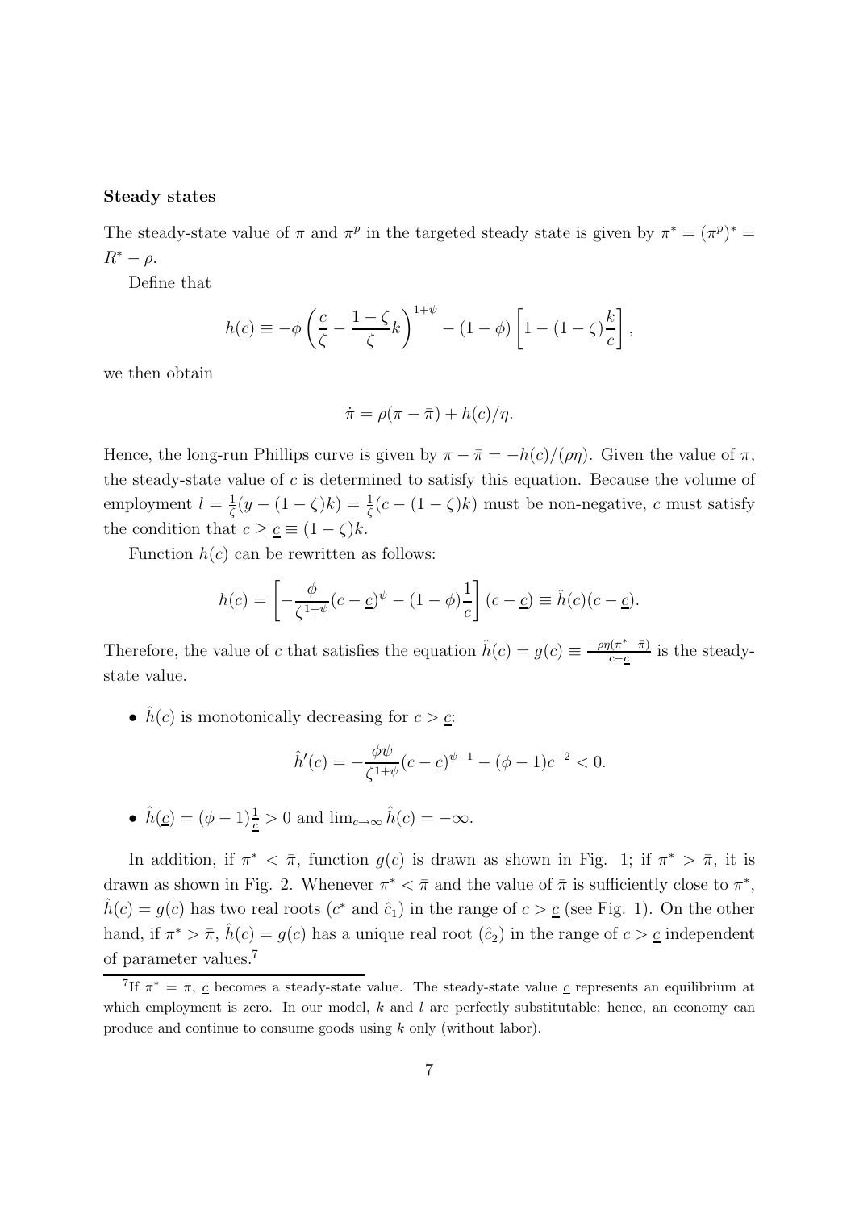**Steady states**

The steady-state value of $\pi$ and $\pi^p$ in the targeted steady state is given by $\pi^* = (\pi^p)^* = R^* - \rho$.

Define that

$$h(c) \equiv -\phi \left( \frac{c}{\zeta} - \frac{1-\zeta}{\zeta} k \right)^{1+\psi} - (1-\phi) \left[ 1 - (1-\zeta)\frac{k}{c} \right],$$

we then obtain

$$\dot{\pi} = \rho(\pi - \bar{\pi}) + h(c)/\eta.$$

Hence, the long-run Phillips curve is given by $\pi - \bar{\pi} = -h(c)/(\rho\eta)$. Given the value of $\pi$, the steady-state value of $c$ is determined to satisfy this equation. Because the volume of employment $l = \frac{1}{\zeta}(y - (1-\zeta)k) = \frac{1}{\zeta}(c - (1-\zeta)k)$ must be non-negative, $c$ must satisfy the condition that $c \geq \underline{c} \equiv (1-\zeta)k$.

Function $h(c)$ can be rewritten as follows:

$$h(c) = \left[ -\frac{\phi}{\zeta^{1+\psi}}(c - \underline{c})^{\psi} - (1-\phi)\frac{1}{c} \right](c - \underline{c}) \equiv \hat{h}(c)(c - \underline{c}).$$

Therefore, the value of $c$ that satisfies the equation $\hat{h}(c) = g(c) \equiv \frac{-\rho\eta(\pi^* - \bar{\pi})}{c - \underline{c}}$ is the steady-state value.

- $\hat{h}(c)$ is monotonically decreasing for $c > \underline{c}$:

$$\hat{h}'(c) = -\frac{\phi\psi}{\zeta^{1+\psi}}(c - \underline{c})^{\psi-1} - (\phi - 1)c^{-2} < 0.$$

- $\hat{h}(\underline{c}) = (\phi - 1)\frac{1}{\underline{c}} > 0$ and $\lim_{c\to\infty} \hat{h}(c) = -\infty$.

In addition, if $\pi^* < \bar{\pi}$, function $g(c)$ is drawn as shown in Fig. 1; if $\pi^* > \bar{\pi}$, it is drawn as shown in Fig. 2. Whenever $\pi^* < \bar{\pi}$ and the value of $\bar{\pi}$ is sufficiently close to $\pi^*$, $\hat{h}(c) = g(c)$ has two real roots ($c^*$ and $\hat{c}_1$) in the range of $c > \underline{c}$ (see Fig. 1). On the other hand, if $\pi^* > \bar{\pi}$, $\hat{h}(c) = g(c)$ has a unique real root ($\hat{c}_2$) in the range of $c > \underline{c}$ independent of parameter values.[7]

[7] If $\pi^* = \bar{\pi}$, $\underline{c}$ becomes a steady-state value. The steady-state value $\underline{c}$ represents an equilibrium at which employment is zero. In our model, $k$ and $l$ are perfectly substitutable; hence, an economy can produce and continue to consume goods using $k$ only (without labor).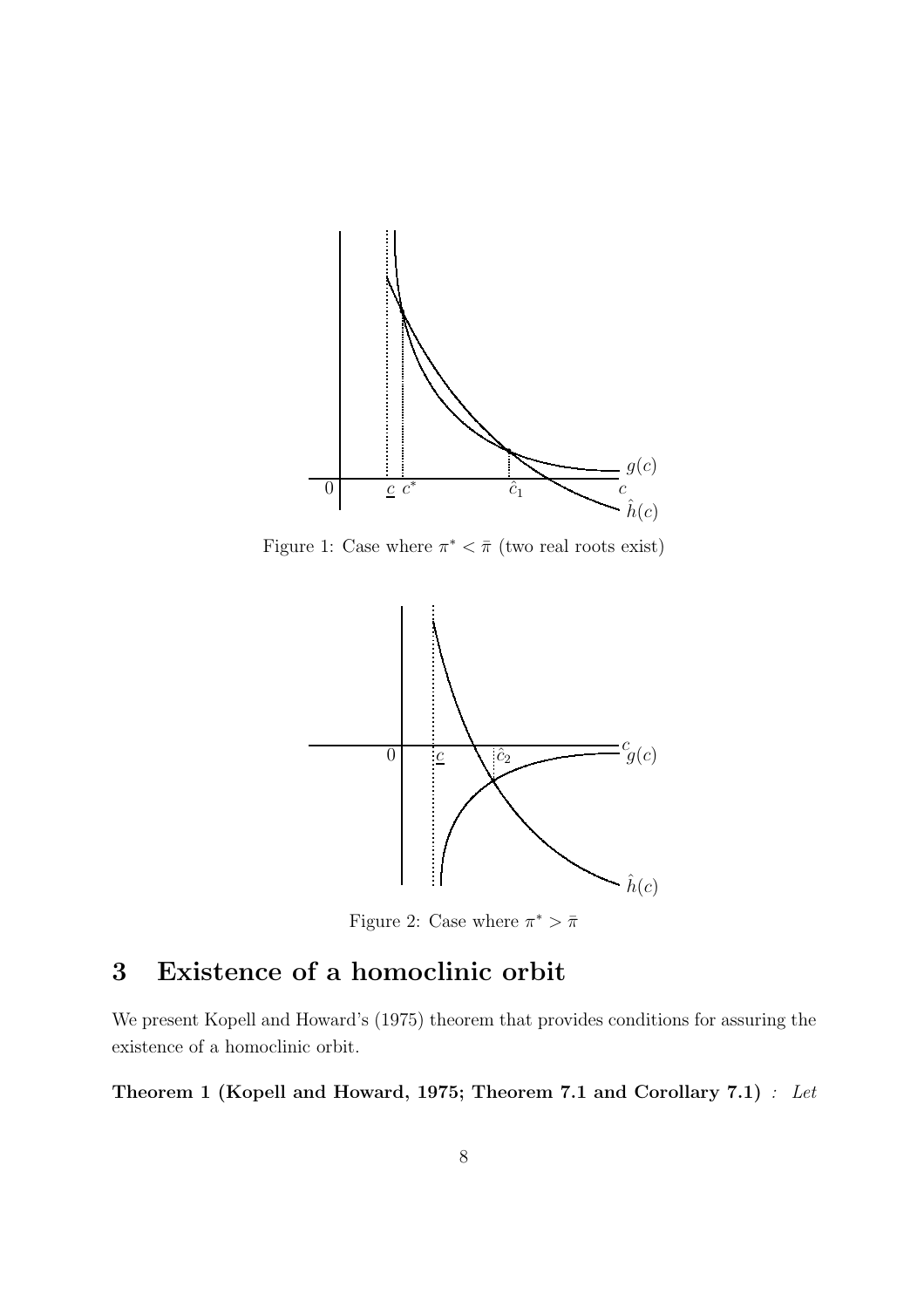Figure 1: Case where $\pi^* < \bar{\pi}$ (two real roots exist)

Figure 2: Case where $\pi^* > \bar{\pi}$

## 3 Existence of a homoclinic orbit

We present Kopell and Howard's (1975) theorem that provides conditions for assuring the existence of a homoclinic orbit.

**Theorem 1 (Kopell and Howard, 1975; Theorem 7.1 and Corollary 7.1)** *: Let*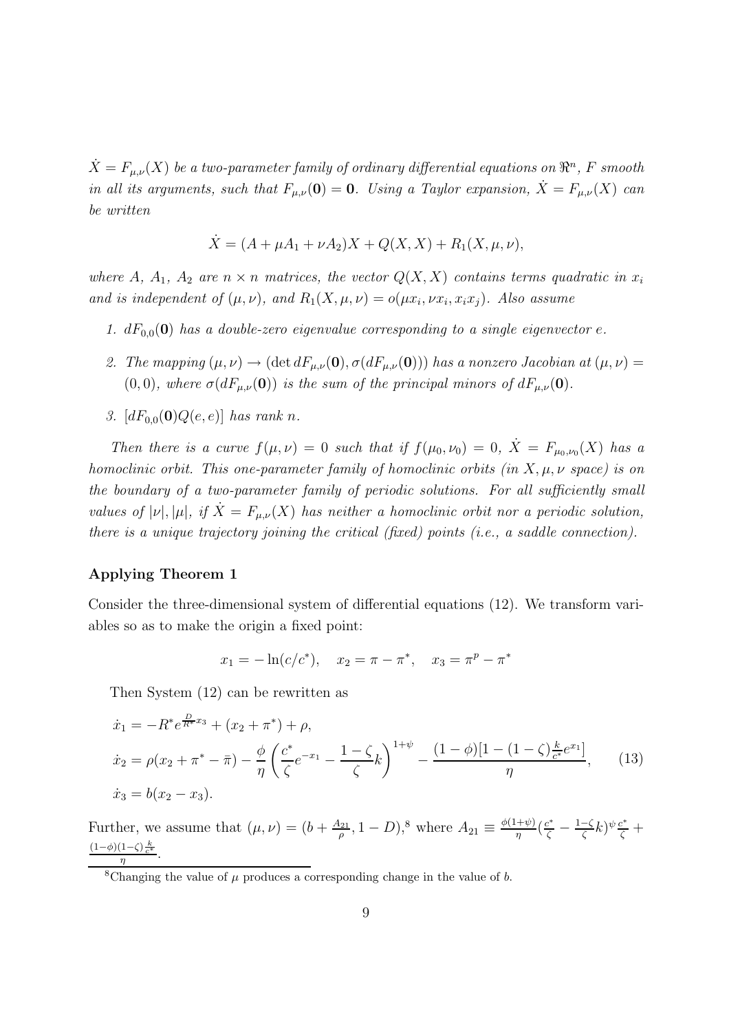$\dot{X} = F_{\mu,\nu}(X)$ *be a two-parameter family of ordinary differential equations on* $\Re^n$*,* $F$ *smooth in all its arguments, such that* $F_{\mu,\nu}(\mathbf{0}) = \mathbf{0}$*. Using a Taylor expansion,* $\dot{X} = F_{\mu,\nu}(X)$ *can be written*

$$\dot{X} = (A + \mu A_1 + \nu A_2)X + Q(X, X) + R_1(X, \mu, \nu),$$

*where* $A$*,* $A_1$*,* $A_2$ *are* $n \times n$ *matrices, the vector* $Q(X, X)$ *contains terms quadratic in* $x_i$ *and is independent of* $(\mu, \nu)$*, and* $R_1(X, \mu, \nu) = o(\mu x_i, \nu x_i, x_i x_j)$*. Also assume*

1. $dF_{0,0}(\mathbf{0})$ *has a double-zero eigenvalue corresponding to a single eigenvector* $e$*.*
2. *The mapping* $(\mu, \nu) \to (\det dF_{\mu,\nu}(\mathbf{0}), \sigma(dF_{\mu,\nu}(\mathbf{0})))$ *has a nonzero Jacobian at* $(\mu, \nu) = (0, 0)$*, where* $\sigma(dF_{\mu,\nu}(\mathbf{0}))$ *is the sum of the principal minors of* $dF_{\mu,\nu}(\mathbf{0})$*.*
3. $[dF_{0,0}(\mathbf{0})Q(e, e)]$ *has rank* $n$*.*

*Then there is a curve* $f(\mu, \nu) = 0$ *such that if* $f(\mu_0, \nu_0) = 0$*,* $\dot{X} = F_{\mu_0,\nu_0}(X)$ *has a homoclinic orbit. This one-parameter family of homoclinic orbits (in* $X, \mu, \nu$ *space) is on the boundary of a two-parameter family of periodic solutions. For all sufficiently small values of* $|\nu|, |\mu|$*, if* $\dot{X} = F_{\mu,\nu}(X)$ *has neither a homoclinic orbit nor a periodic solution, there is a unique trajectory joining the critical (fixed) points (i.e., a saddle connection).*

### Applying Theorem 1

Consider the three-dimensional system of differential equations (12). We transform variables so as to make the origin a fixed point:

$$x_1 = -\ln(c/c^*), \quad x_2 = \pi - \pi^*, \quad x_3 = \pi^p - \pi^*$$

Then System (12) can be rewritten as

$$\begin{aligned}
\dot{x}_1 &= -R^* e^{\frac{D}{R^*}x_3} + (x_2 + \pi^*) + \rho, \\
\dot{x}_2 &= \rho(x_2 + \pi^* - \bar{\pi}) - \frac{\phi}{\eta}\left(\frac{c^*}{\zeta}e^{-x_1} - \frac{1-\zeta}{\zeta}k\right)^{1+\psi} - \frac{(1-\phi)[1-(1-\zeta)\frac{k}{c^*}e^{x_1}]}{\eta}, \qquad (13) \\
\dot{x}_3 &= b(x_2 - x_3).
\end{aligned}$$

Further, we assume that $(\mu, \nu) = (b + \frac{A_{21}}{\rho}, 1 - D)$,[8] where $A_{21} \equiv \frac{\phi(1+\psi)}{\eta}(\frac{c^*}{\zeta} - \frac{1-\zeta}{\zeta}k)^{\psi}\frac{c^*}{\zeta} + \frac{(1-\phi)(1-\zeta)\frac{k}{c^*}}{\eta}$.

[8] Changing the value of $\mu$ produces a corresponding change in the value of $b$.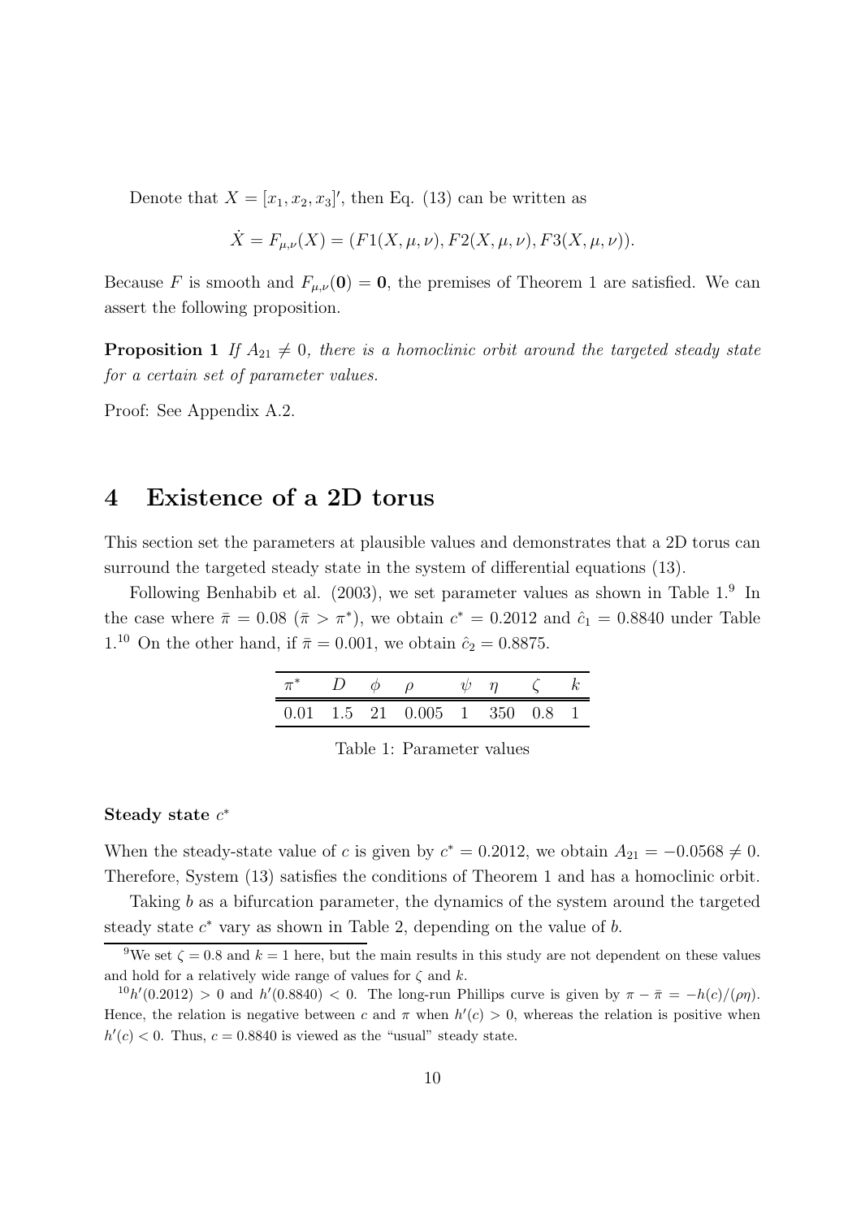Denote that $X = [x_1, x_2, x_3]'$, then Eq. (13) can be written as

$$\dot{X} = F_{\mu,\nu}(X) = (F1(X, \mu, \nu), F2(X, \mu, \nu), F3(X, \mu, \nu)).$$

Because $F$ is smooth and $F_{\mu,\nu}(\mathbf{0}) = \mathbf{0}$, the premises of Theorem 1 are satisfied. We can assert the following proposition.

**Proposition 1** *If $A_{21} \neq 0$, there is a homoclinic orbit around the targeted steady state for a certain set of parameter values.*

Proof: See Appendix A.2.

# 4 Existence of a 2D torus

This section set the parameters at plausible values and demonstrates that a 2D torus can surround the targeted steady state in the system of differential equations (13).

Following Benhabib et al. (2003), we set parameter values as shown in Table 1.[9] In the case where $\bar{\pi} = 0.08$ ($\bar{\pi} > \pi^*$), we obtain $c^* = 0.2012$ and $\hat{c}_1 = 0.8840$ under Table 1.[10] On the other hand, if $\bar{\pi} = 0.001$, we obtain $\hat{c}_2 = 0.8875$.

| $\pi^*$ | $D$ | $\phi$ | $\rho$ | $\psi$ | $\eta$ | $\zeta$ | $k$ |
|---|---|---|---|---|---|---|---|
| 0.01 | 1.5 | 21 | 0.005 | 1 | 350 | 0.8 | 1 |

Table 1: Parameter values

**Steady state $c^*$**

When the steady-state value of $c$ is given by $c^* = 0.2012$, we obtain $A_{21} = -0.0568 \neq 0$. Therefore, System (13) satisfies the conditions of Theorem 1 and has a homoclinic orbit.

Taking $b$ as a bifurcation parameter, the dynamics of the system around the targeted steady state $c^*$ vary as shown in Table 2, depending on the value of $b$.

[9] We set $\zeta = 0.8$ and $k = 1$ here, but the main results in this study are not dependent on these values and hold for a relatively wide range of values for $\zeta$ and $k$.

[10] $h'(0.2012) > 0$ and $h'(0.8840) < 0$. The long-run Phillips curve is given by $\pi - \bar{\pi} = -h(c)/(\rho\eta)$. Hence, the relation is negative between $c$ and $\pi$ when $h'(c) > 0$, whereas the relation is positive when $h'(c) < 0$. Thus, $c = 0.8840$ is viewed as the "usual" steady state.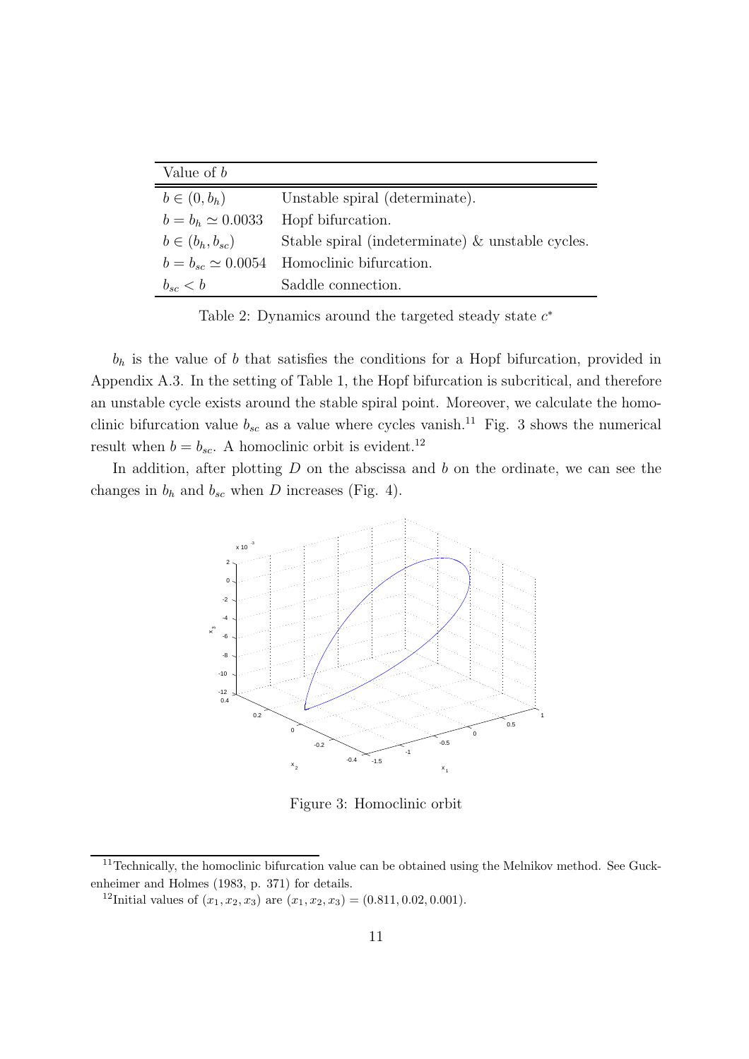| Value of $b$ | |
|---|---|
| $b \in (0, b_h)$ | Unstable spiral (determinate). |
| $b = b_h \simeq 0.0033$ | Hopf bifurcation. |
| $b \in (b_h, b_{sc})$ | Stable spiral (indeterminate) & unstable cycles. |
| $b = b_{sc} \simeq 0.0054$ | Homoclinic bifurcation. |
| $b_{sc} < b$ | Saddle connection. |

Table 2: Dynamics around the targeted steady state $c^*$

$b_h$ is the value of $b$ that satisfies the conditions for a Hopf bifurcation, provided in Appendix A.3. In the setting of Table 1, the Hopf bifurcation is subcritical, and therefore an unstable cycle exists around the stable spiral point. Moreover, we calculate the homoclinic bifurcation value $b_{sc}$ as a value where cycles vanish.[11] Fig. 3 shows the numerical result when $b = b_{sc}$. A homoclinic orbit is evident.[12]

In addition, after plotting $D$ on the abscissa and $b$ on the ordinate, we can see the changes in $b_h$ and $b_{sc}$ when $D$ increases (Fig. 4).

Figure 3: Homoclinic orbit

[11] Technically, the homoclinic bifurcation value can be obtained using the Melnikov method. See Guckenheimer and Holmes (1983, p. 371) for details.

[12] Initial values of $(x_1, x_2, x_3)$ are $(x_1, x_2, x_3) = (0.811, 0.02, 0.001)$.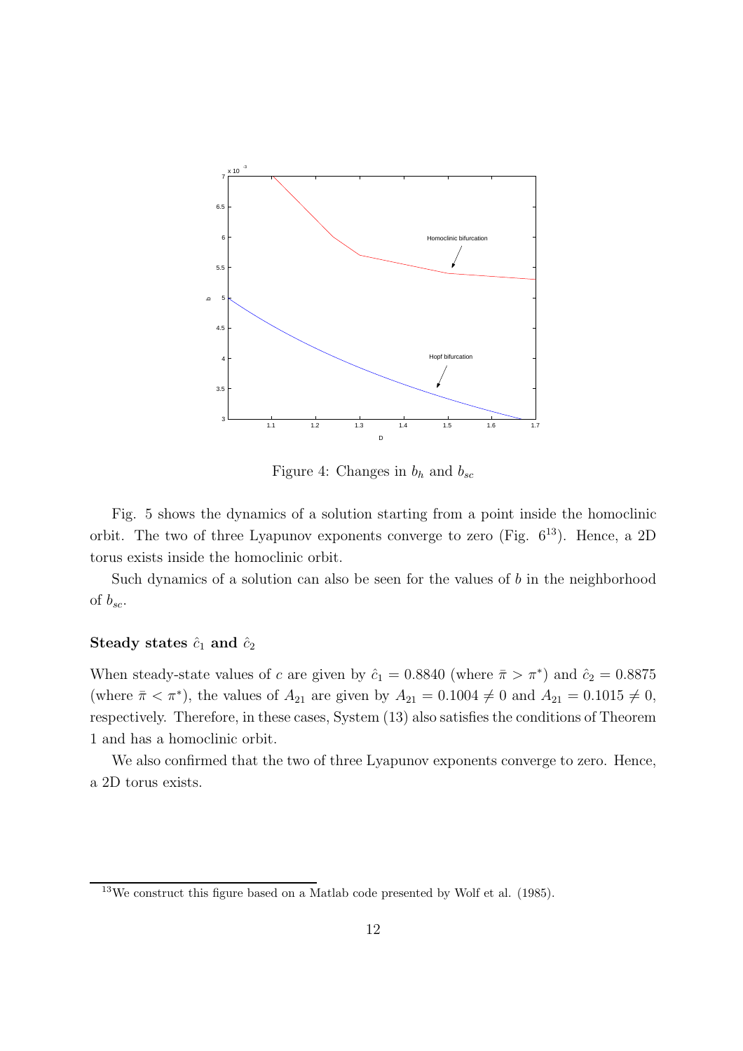Figure 4: Changes in $b_h$ and $b_{sc}$

Fig. 5 shows the dynamics of a solution starting from a point inside the homoclinic orbit. The two of three Lyapunov exponents converge to zero (Fig. 6[13]). Hence, a 2D torus exists inside the homoclinic orbit.

Such dynamics of a solution can also be seen for the values of $b$ in the neighborhood of $b_{sc}$.

**Steady states $\hat{c}_1$ and $\hat{c}_2$**

When steady-state values of $c$ are given by $\hat{c}_1 = 0.8840$ (where $\bar{\pi} > \pi^*$) and $\hat{c}_2 = 0.8875$ (where $\bar{\pi} < \pi^*$), the values of $A_{21}$ are given by $A_{21} = 0.1004 \neq 0$ and $A_{21} = 0.1015 \neq 0$, respectively. Therefore, in these cases, System (13) also satisfies the conditions of Theorem 1 and has a homoclinic orbit.

We also confirmed that the two of three Lyapunov exponents converge to zero. Hence, a 2D torus exists.

[13] We construct this figure based on a Matlab code presented by Wolf et al. (1985).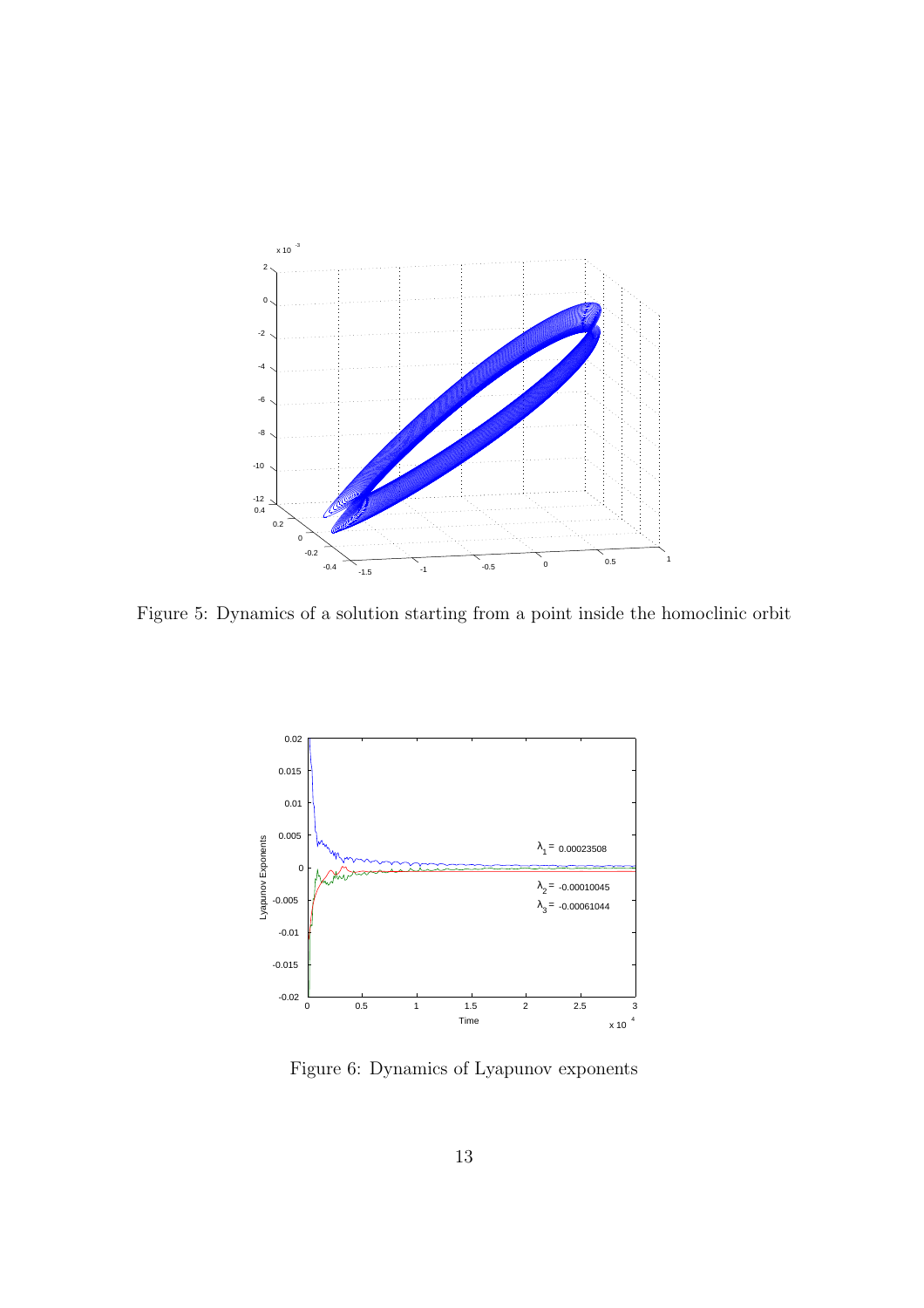Figure 5: Dynamics of a solution starting from a point inside the homoclinic orbit

Figure 6: Dynamics of Lyapunov exponents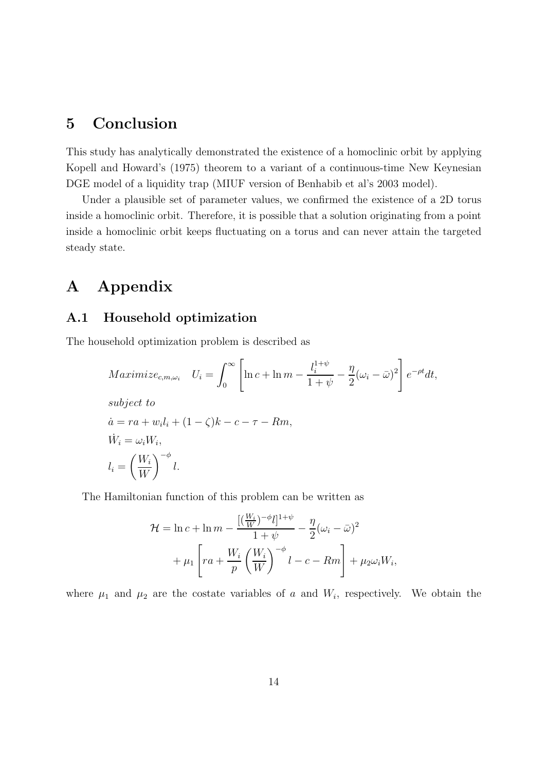# 5 Conclusion

This study has analytically demonstrated the existence of a homoclinic orbit by applying Kopell and Howard's (1975) theorem to a variant of a continuous-time New Keynesian DGE model of a liquidity trap (MIUF version of Benhabib et al's 2003 model).

Under a plausible set of parameter values, we confirmed the existence of a 2D torus inside a homoclinic orbit. Therefore, it is possible that a solution originating from a point inside a homoclinic orbit keeps fluctuating on a torus and can never attain the targeted steady state.

# A Appendix

## A.1 Household optimization

The household optimization problem is described as

$$Maximize_{c,m,\omega_i} \quad U_i = \int_0^\infty \left[ \ln c + \ln m - \frac{l_i^{1+\psi}}{1+\psi} - \frac{\eta}{2}(\omega_i - \bar{\omega})^2 \right] e^{-\rho t} dt,$$

*subject to*

$$\dot{a} = ra + w_i l_i + (1-\zeta)k - c - \tau - Rm,$$

$$\dot{W}_i = \omega_i W_i,$$

$$l_i = \left( \frac{W_i}{W} \right)^{-\phi} l.$$

The Hamiltonian function of this problem can be written as

$$\mathcal{H} = \ln c + \ln m - \frac{[(\frac{W_i}{W})^{-\phi} l]^{1+\psi}}{1+\psi} - \frac{\eta}{2}(\omega_i - \bar{\omega})^2 + \mu_1 \left[ ra + \frac{W_i}{p} \left( \frac{W_i}{W} \right)^{-\phi} l - c - Rm \right] + \mu_2 \omega_i W_i,$$

where $\mu_1$ and $\mu_2$ are the costate variables of $a$ and $W_i$, respectively. We obtain the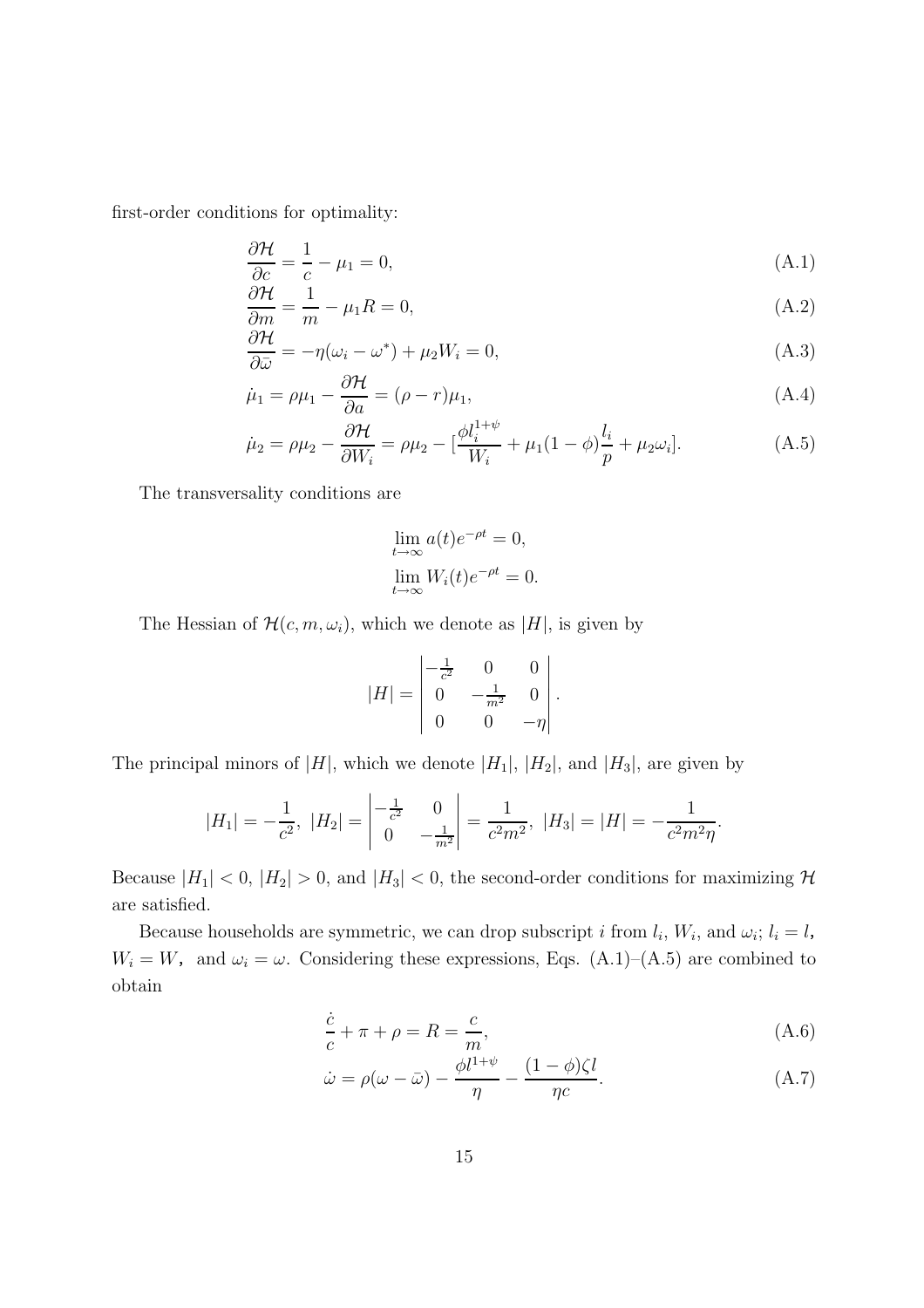first-order conditions for optimality:

$$\frac{\partial \mathcal{H}}{\partial c} = \frac{1}{c} - \mu_1 = 0, \tag{A.1}$$

$$\frac{\partial \mathcal{H}}{\partial m} = \frac{1}{m} - \mu_1 R = 0, \tag{A.2}$$

$$\frac{\partial \mathcal{H}}{\partial \bar{\omega}} = -\eta(\omega_i - \omega^*) + \mu_2 W_i = 0, \tag{A.3}$$

$$\dot{\mu}_1 = \rho\mu_1 - \frac{\partial \mathcal{H}}{\partial a} = (\rho - r)\mu_1, \tag{A.4}$$

$$\dot{\mu}_2 = \rho\mu_2 - \frac{\partial \mathcal{H}}{\partial W_i} = \rho\mu_2 - [\frac{\phi l_i^{1+\psi}}{W_i} + \mu_1(1-\phi)\frac{l_i}{p} + \mu_2\omega_i]. \tag{A.5}$$

The transversality conditions are

$$\lim_{t\to\infty} a(t)e^{-\rho t} = 0,$$
$$\lim_{t\to\infty} W_i(t)e^{-\rho t} = 0.$$

The Hessian of $\mathcal{H}(c, m, \omega_i)$, which we denote as $|H|$, is given by

$$|H| = \begin{vmatrix} -\frac{1}{c^2} & 0 & 0 \\ 0 & -\frac{1}{m^2} & 0 \\ 0 & 0 & -\eta \end{vmatrix}.$$

The principal minors of $|H|$, which we denote $|H_1|$, $|H_2|$, and $|H_3|$, are given by

$$|H_1| = -\frac{1}{c^2},\ |H_2| = \begin{vmatrix} -\frac{1}{c^2} & 0 \\ 0 & -\frac{1}{m^2} \end{vmatrix} = \frac{1}{c^2m^2},\ |H_3| = |H| = -\frac{1}{c^2m^2\eta}.$$

Because $|H_1| < 0$, $|H_2| > 0$, and $|H_3| < 0$, the second-order conditions for maximizing $\mathcal{H}$ are satisfied.

Because households are symmetric, we can drop subscript $i$ from $l_i$, $W_i$, and $\omega_i$; $l_i = l$, $W_i = W$, and $\omega_i = \omega$. Considering these expressions, Eqs. (A.1)–(A.5) are combined to obtain

$$\frac{\dot{c}}{c} + \pi + \rho = R = \frac{c}{m}, \tag{A.6}$$

$$\dot{\omega} = \rho(\omega - \bar{\omega}) - \frac{\phi l^{1+\psi}}{\eta} - \frac{(1-\phi)\zeta l}{\eta c}. \tag{A.7}$$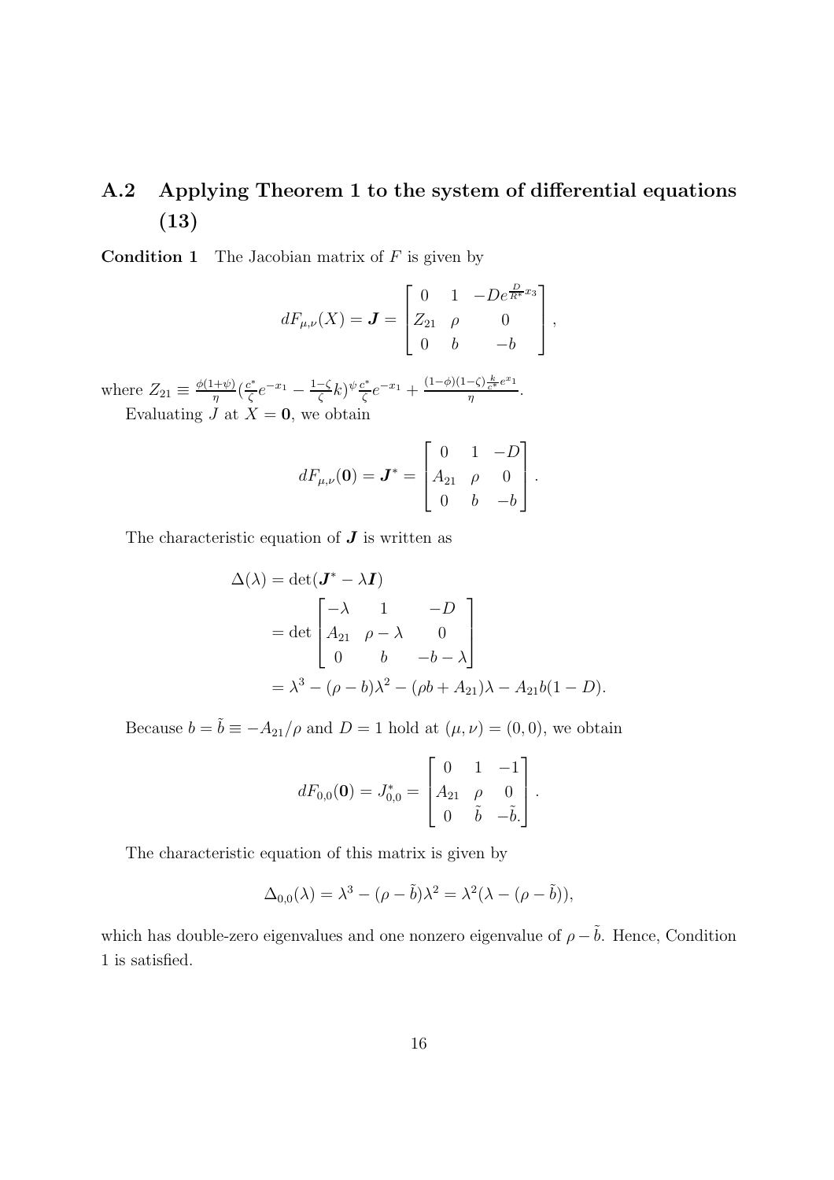## A.2 Applying Theorem 1 to the system of differential equations (13)

**Condition 1** The Jacobian matrix of $F$ is given by

$$dF_{\mu,\nu}(X) = \boldsymbol{J} = \begin{bmatrix} 0 & 1 & -De^{\frac{D}{R^*}x_3} \\ Z_{21} & \rho & 0 \\ 0 & b & -b \end{bmatrix},$$

where $Z_{21} \equiv \frac{\phi(1+\psi)}{\eta}(\frac{c^*}{\zeta}e^{-x_1} - \frac{1-\zeta}{\zeta}k)^{\psi}\frac{c^*}{\zeta}e^{-x_1} + \frac{(1-\phi)(1-\zeta)\frac{k}{c^*}e^{x_1}}{\eta}$.

Evaluating $J$ at $X = \mathbf{0}$, we obtain

$$dF_{\mu,\nu}(\mathbf{0}) = \boldsymbol{J}^* = \begin{bmatrix} 0 & 1 & -D \\ A_{21} & \rho & 0 \\ 0 & b & -b \end{bmatrix}.$$

The characteristic equation of $\boldsymbol{J}$ is written as

$$\begin{aligned}
\Delta(\lambda) &= \det(\boldsymbol{J}^* - \lambda \boldsymbol{I}) \\
&= \det \begin{bmatrix} -\lambda & 1 & -D \\ A_{21} & \rho - \lambda & 0 \\ 0 & b & -b-\lambda \end{bmatrix} \\
&= \lambda^3 - (\rho - b)\lambda^2 - (\rho b + A_{21})\lambda - A_{21}b(1-D).
\end{aligned}$$

Because $b = \tilde{b} \equiv -A_{21}/\rho$ and $D = 1$ hold at $(\mu, \nu) = (0, 0)$, we obtain

$$dF_{0,0}(\mathbf{0}) = J^*_{0,0} = \begin{bmatrix} 0 & 1 & -1 \\ A_{21} & \rho & 0 \\ 0 & \tilde{b} & -\tilde{b}. \end{bmatrix}.$$

The characteristic equation of this matrix is given by

$$\Delta_{0,0}(\lambda) = \lambda^3 - (\rho - \tilde{b})\lambda^2 = \lambda^2(\lambda - (\rho - \tilde{b})),$$

which has double-zero eigenvalues and one nonzero eigenvalue of $\rho - \tilde{b}$. Hence, Condition 1 is satisfied.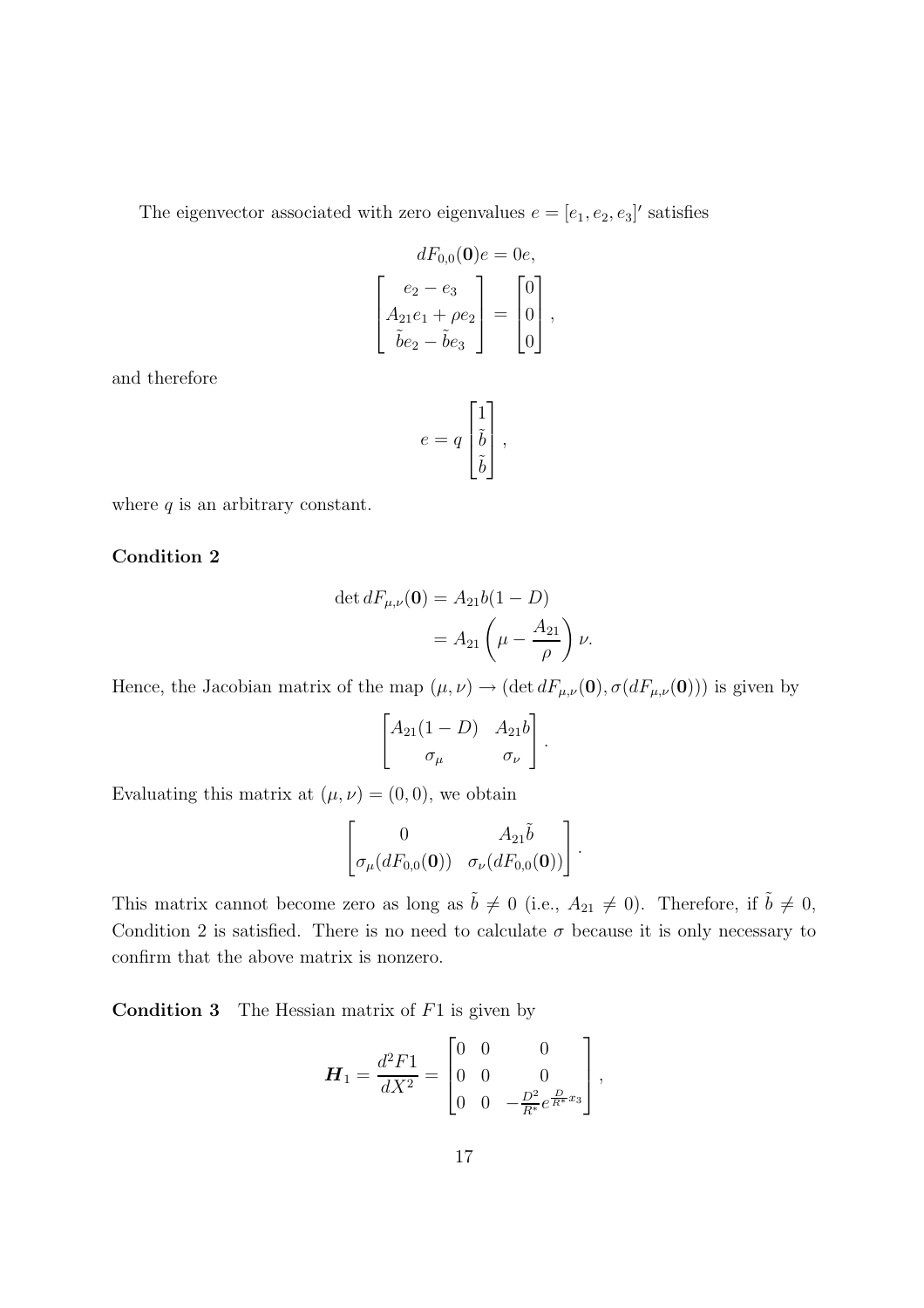The eigenvector associated with zero eigenvalues $e = [e_1, e_2, e_3]'$ satisfies

$$dF_{0,0}(\mathbf{0})e = 0e,$$

$$\begin{bmatrix} e_2 - e_3 \\ A_{21}e_1 + \rho e_2 \\ \tilde{b}e_2 - \tilde{b}e_3 \end{bmatrix} = \begin{bmatrix} 0 \\ 0 \\ 0 \end{bmatrix},$$

and therefore

$$e = q \begin{bmatrix} 1 \\ \tilde{b} \\ \tilde{b} \end{bmatrix},$$

where $q$ is an arbitrary constant.

**Condition 2**

$$\begin{aligned} \det dF_{\mu,\nu}(\mathbf{0}) &= A_{21}b(1 - D) \\ &= A_{21}\left(\mu - \frac{A_{21}}{\rho}\right)\nu. \end{aligned}$$

Hence, the Jacobian matrix of the map $(\mu, \nu) \to (\det dF_{\mu,\nu}(\mathbf{0}), \sigma(dF_{\mu,\nu}(\mathbf{0})))$ is given by

$$\begin{bmatrix} A_{21}(1 - D) & A_{21}b \\ \sigma_\mu & \sigma_\nu \end{bmatrix}.$$

Evaluating this matrix at $(\mu, \nu) = (0, 0)$, we obtain

$$\begin{bmatrix} 0 & A_{21}\tilde{b} \\ \sigma_\mu(dF_{0,0}(\mathbf{0})) & \sigma_\nu(dF_{0,0}(\mathbf{0})) \end{bmatrix}.$$

This matrix cannot become zero as long as $\tilde{b} \neq 0$ (i.e., $A_{21} \neq 0$). Therefore, if $\tilde{b} \neq 0$, Condition 2 is satisfied. There is no need to calculate $\sigma$ because it is only necessary to confirm that the above matrix is nonzero.

**Condition 3** The Hessian matrix of $F1$ is given by

$$\boldsymbol{H}_1 = \frac{d^2F1}{dX^2} = \begin{bmatrix} 0 & 0 & 0 \\ 0 & 0 & 0 \\ 0 & 0 & -\frac{D^2}{R^*}e^{\frac{D}{R^*}x_3} \end{bmatrix},$$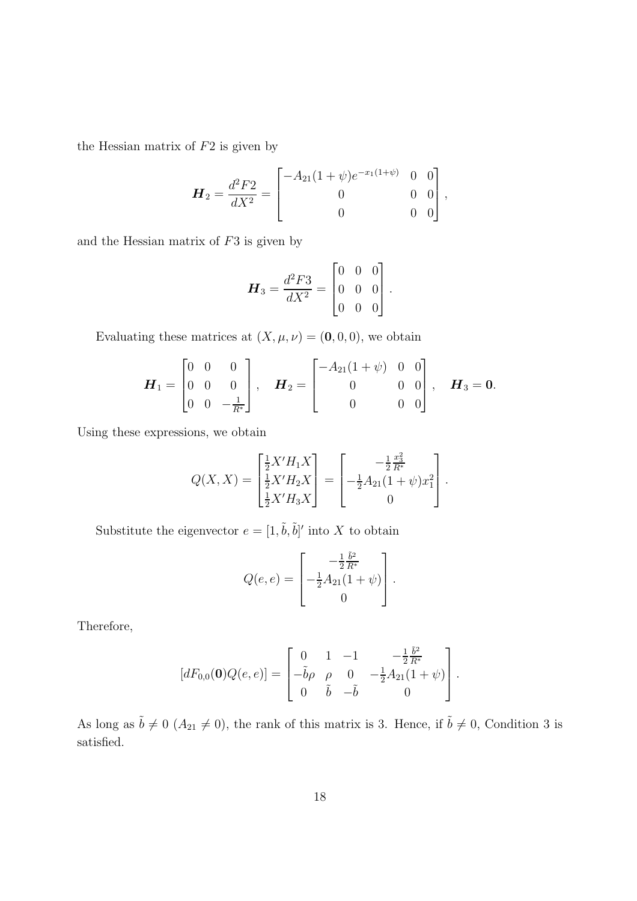the Hessian matrix of $F2$ is given by

$$
\boldsymbol{H}_2 = \frac{d^2F2}{dX^2} = \begin{bmatrix} -A_{21}(1+\psi)e^{-x_1(1+\psi)} & 0 & 0 \\ 0 & 0 & 0 \\ 0 & 0 & 0 \end{bmatrix},
$$

and the Hessian matrix of $F3$ is given by

$$
\boldsymbol{H}_3 = \frac{d^2F3}{dX^2} = \begin{bmatrix} 0 & 0 & 0 \\ 0 & 0 & 0 \\ 0 & 0 & 0 \end{bmatrix}.
$$

Evaluating these matrices at $(X, \mu, \nu) = (\mathbf{0}, 0, 0)$, we obtain

$$
\boldsymbol{H}_1 = \begin{bmatrix} 0 & 0 & 0 \\ 0 & 0 & 0 \\ 0 & 0 & -\frac{1}{R^*} \end{bmatrix}, \quad \boldsymbol{H}_2 = \begin{bmatrix} -A_{21}(1+\psi) & 0 & 0 \\ 0 & 0 & 0 \\ 0 & 0 & 0 \end{bmatrix}, \quad \boldsymbol{H}_3 = \mathbf{0}.
$$

Using these expressions, we obtain

$$
Q(X, X) = \begin{bmatrix} \frac{1}{2}X'H_1X \\ \frac{1}{2}X'H_2X \\ \frac{1}{2}X'H_3X \end{bmatrix} = \begin{bmatrix} -\frac{1}{2}\frac{x_3^2}{R^*} \\ -\frac{1}{2}A_{21}(1+\psi)x_1^2 \\ 0 \end{bmatrix}.
$$

Substitute the eigenvector $e = [1, \tilde{b}, \tilde{b}]'$ into $X$ to obtain

$$
Q(e, e) = \begin{bmatrix} -\frac{1}{2}\frac{\tilde{b}^2}{R^*} \\ -\frac{1}{2}A_{21}(1+\psi) \\ 0 \end{bmatrix}.
$$

Therefore,

$$
[dF_{0,0}(\mathbf{0})Q(e, e)] = \begin{bmatrix} 0 & 1 & -1 & -\frac{1}{2}\frac{\tilde{b}^2}{R^*} \\ -\tilde{b}\rho & \rho & 0 & -\frac{1}{2}A_{21}(1+\psi) \\ 0 & \tilde{b} & -\tilde{b} & 0 \end{bmatrix}.
$$

As long as $\tilde{b} \neq 0$ ($A_{21} \neq 0$), the rank of this matrix is 3. Hence, if $\tilde{b} \neq 0$, Condition 3 is satisfied.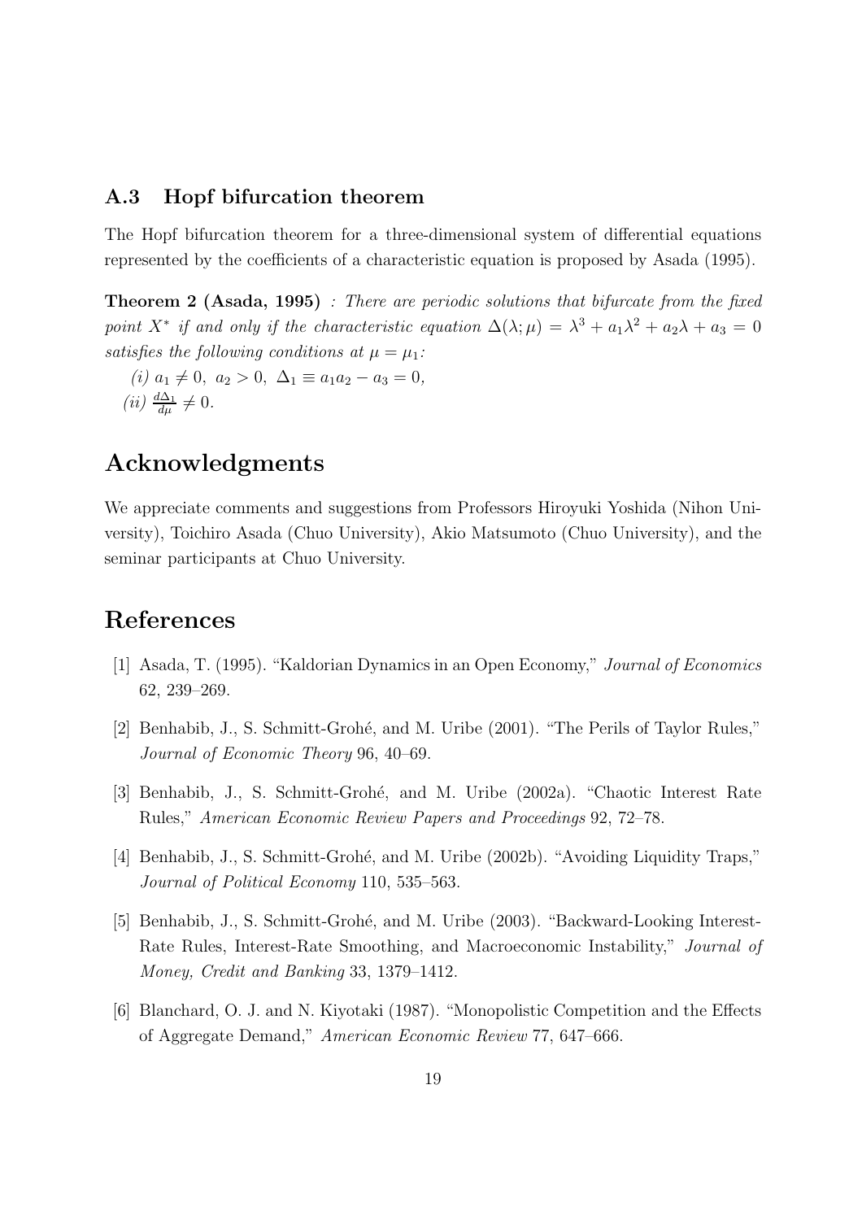### A.3 Hopf bifurcation theorem

The Hopf bifurcation theorem for a three-dimensional system of differential equations represented by the coefficients of a characteristic equation is proposed by Asada (1995).

**Theorem 2 (Asada, 1995)** *: There are periodic solutions that bifurcate from the fixed point $X^*$ if and only if the characteristic equation $\Delta(\lambda;\mu) = \lambda^3 + a_1\lambda^2 + a_2\lambda + a_3 = 0$ satisfies the following conditions at $\mu = \mu_1$:*

*(i)* $a_1 \neq 0,\ a_2 > 0,\ \Delta_1 \equiv a_1 a_2 - a_3 = 0,$

*(ii)* $\frac{d\Delta_1}{d\mu} \neq 0.$

## Acknowledgments

We appreciate comments and suggestions from Professors Hiroyuki Yoshida (Nihon University), Toichiro Asada (Chuo University), Akio Matsumoto (Chuo University), and the seminar participants at Chuo University.

## References

[1] Asada, T. (1995). "Kaldorian Dynamics in an Open Economy," *Journal of Economics* 62, 239–269.

[2] Benhabib, J., S. Schmitt-Grohé, and M. Uribe (2001). "The Perils of Taylor Rules," *Journal of Economic Theory* 96, 40–69.

[3] Benhabib, J., S. Schmitt-Grohé, and M. Uribe (2002a). "Chaotic Interest Rate Rules," *American Economic Review Papers and Proceedings* 92, 72–78.

[4] Benhabib, J., S. Schmitt-Grohé, and M. Uribe (2002b). "Avoiding Liquidity Traps," *Journal of Political Economy* 110, 535–563.

[5] Benhabib, J., S. Schmitt-Grohé, and M. Uribe (2003). "Backward-Looking Interest-Rate Rules, Interest-Rate Smoothing, and Macroeconomic Instability," *Journal of Money, Credit and Banking* 33, 1379–1412.

[6] Blanchard, O. J. and N. Kiyotaki (1987). "Monopolistic Competition and the Effects of Aggregate Demand," *American Economic Review* 77, 647–666.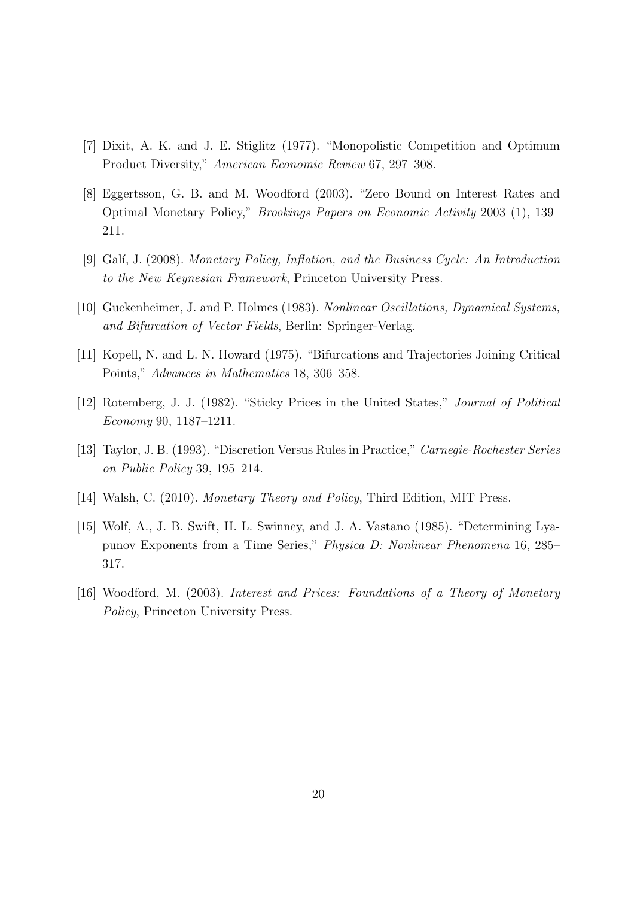[7] Dixit, A. K. and J. E. Stiglitz (1977). "Monopolistic Competition and Optimum Product Diversity," *American Economic Review* 67, 297–308.

[8] Eggertsson, G. B. and M. Woodford (2003). "Zero Bound on Interest Rates and Optimal Monetary Policy," *Brookings Papers on Economic Activity* 2003 (1), 139–211.

[9] Galí, J. (2008). *Monetary Policy, Inflation, and the Business Cycle: An Introduction to the New Keynesian Framework*, Princeton University Press.

[10] Guckenheimer, J. and P. Holmes (1983). *Nonlinear Oscillations, Dynamical Systems, and Bifurcation of Vector Fields*, Berlin: Springer-Verlag.

[11] Kopell, N. and L. N. Howard (1975). "Bifurcations and Trajectories Joining Critical Points," *Advances in Mathematics* 18, 306–358.

[12] Rotemberg, J. J. (1982). "Sticky Prices in the United States," *Journal of Political Economy* 90, 1187–1211.

[13] Taylor, J. B. (1993). "Discretion Versus Rules in Practice," *Carnegie-Rochester Series on Public Policy* 39, 195–214.

[14] Walsh, C. (2010). *Monetary Theory and Policy*, Third Edition, MIT Press.

[15] Wolf, A., J. B. Swift, H. L. Swinney, and J. A. Vastano (1985). "Determining Lyapunov Exponents from a Time Series," *Physica D: Nonlinear Phenomena* 16, 285–317.

[16] Woodford, M. (2003). *Interest and Prices: Foundations of a Theory of Monetary Policy*, Princeton University Press.